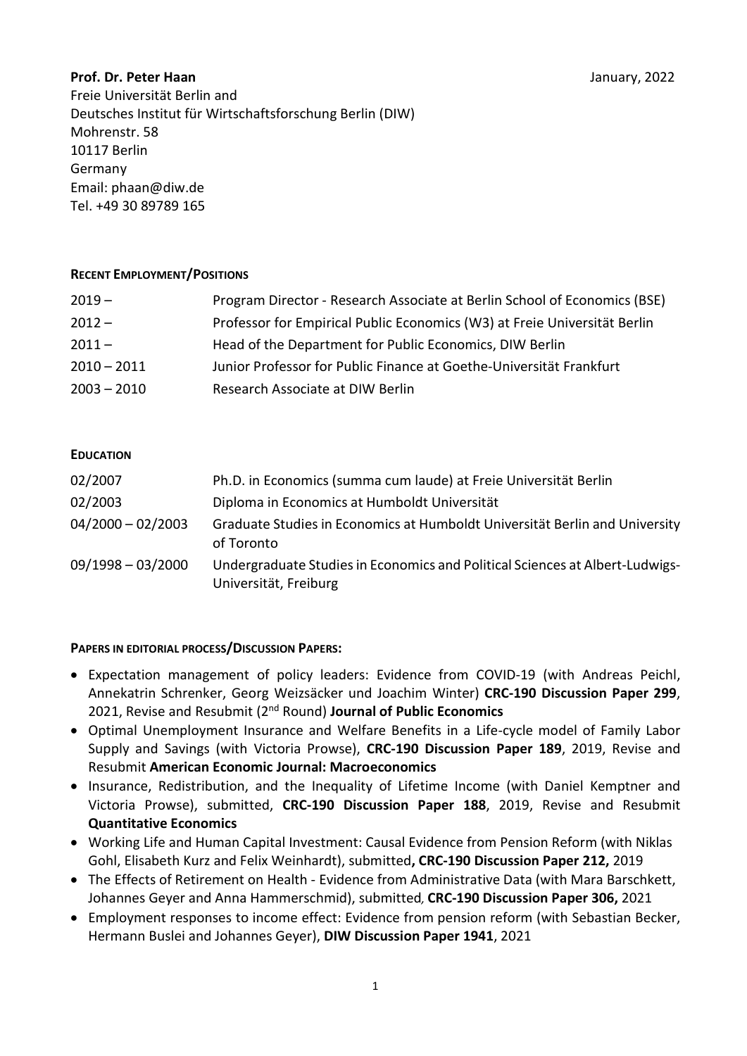**Prof. Dr. Peter Haan** January, 2022

Freie Universität Berlin and
Deutsches Institut für Wirtschaftsforschung Berlin (DIW)
Mohrenstr. 58
10117 Berlin
Germany
Email: phaan@diw.de
Tel. +49 30 89789 165

## RECENT EMPLOYMENT/POSITIONS

| | |
|---|---|
| 2019 – | Program Director - Research Associate at Berlin School of Economics (BSE) |
| 2012 – | Professor for Empirical Public Economics (W3) at Freie Universität Berlin |
| 2011 – | Head of the Department for Public Economics, DIW Berlin |
| 2010 – 2011 | Junior Professor for Public Finance at Goethe-Universität Frankfurt |
| 2003 – 2010 | Research Associate at DIW Berlin |

## EDUCATION

| | |
|---|---|
| 02/2007 | Ph.D. in Economics (summa cum laude) at Freie Universität Berlin |
| 02/2003 | Diploma in Economics at Humboldt Universität |
| 04/2000 – 02/2003 | Graduate Studies in Economics at Humboldt Universität Berlin and University of Toronto |
| 09/1998 – 03/2000 | Undergraduate Studies in Economics and Political Sciences at Albert-Ludwigs-Universität, Freiburg |

## PAPERS IN EDITORIAL PROCESS/DISCUSSION PAPERS:

- Expectation management of policy leaders: Evidence from COVID-19 (with Andreas Peichl, Annekatrin Schrenker, Georg Weizsäcker und Joachim Winter) **CRC-190 Discussion Paper 299**, 2021, Revise and Resubmit (2nd Round) **Journal of Public Economics**
- Optimal Unemployment Insurance and Welfare Benefits in a Life-cycle model of Family Labor Supply and Savings (with Victoria Prowse), **CRC-190 Discussion Paper 189**, 2019, Revise and Resubmit **American Economic Journal: Macroeconomics**
- Insurance, Redistribution, and the Inequality of Lifetime Income (with Daniel Kemptner and Victoria Prowse), submitted, **CRC-190 Discussion Paper 188**, 2019, Revise and Resubmit **Quantitative Economics**
- Working Life and Human Capital Investment: Causal Evidence from Pension Reform (with Niklas Gohl, Elisabeth Kurz and Felix Weinhardt), submitted**, CRC-190 Discussion Paper 212,** 2019
- The Effects of Retirement on Health - Evidence from Administrative Data (with Mara Barschkett, Johannes Geyer and Anna Hammerschmid), submitted*,* **CRC-190 Discussion Paper 306,** 2021
- Employment responses to income effect: Evidence from pension reform (with Sebastian Becker, Hermann Buslei and Johannes Geyer), **DIW Discussion Paper 1941**, 2021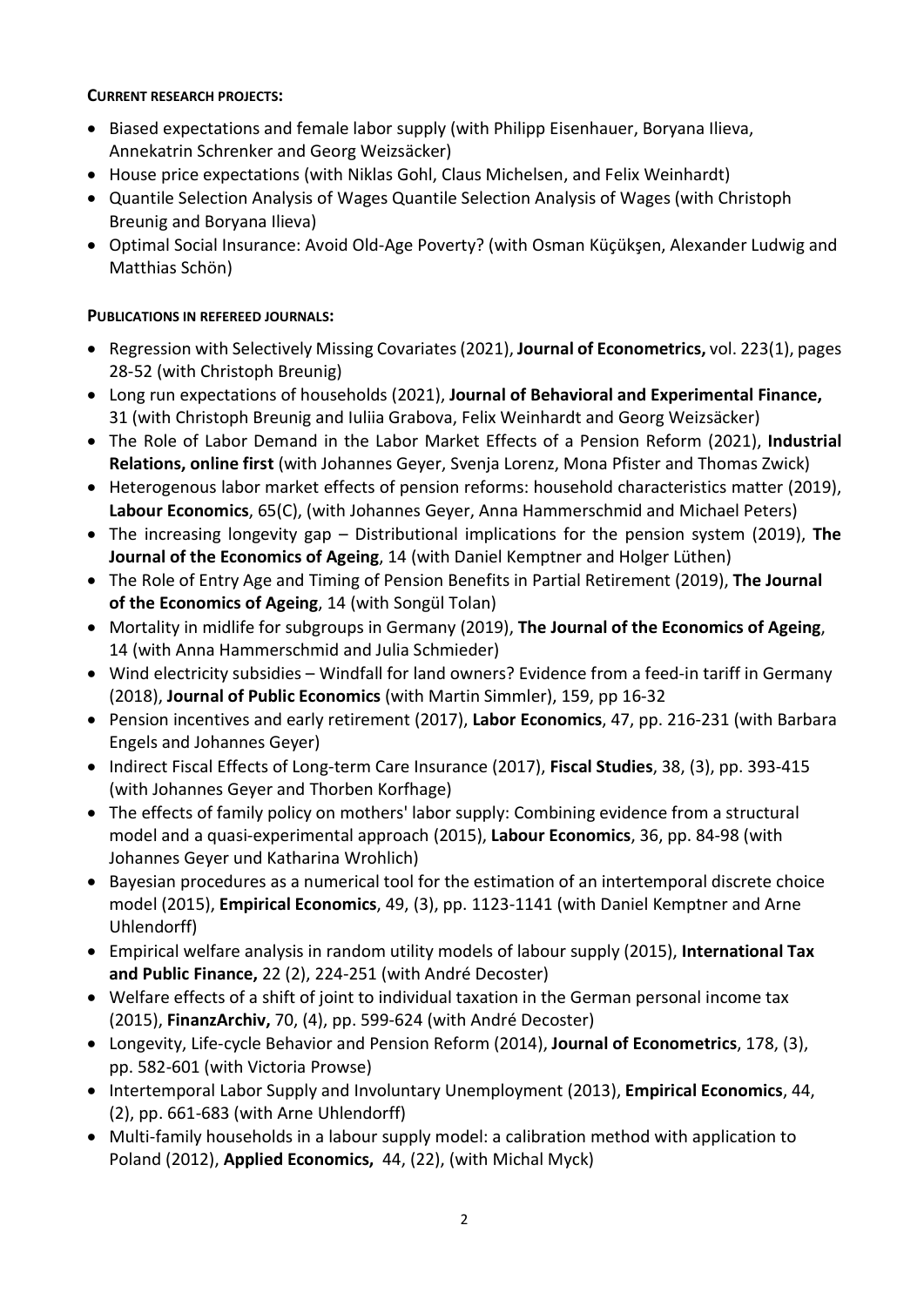**CURRENT RESEARCH PROJECTS:**

- Biased expectations and female labor supply (with Philipp Eisenhauer, Boryana Ilieva, Annekatrin Schrenker and Georg Weizsäcker)
- House price expectations (with Niklas Gohl, Claus Michelsen, and Felix Weinhardt)
- Quantile Selection Analysis of Wages Quantile Selection Analysis of Wages (with Christoph Breunig and Boryana Ilieva)
- Optimal Social Insurance: Avoid Old-Age Poverty? (with Osman Küçükşen, Alexander Ludwig and Matthias Schön)

**PUBLICATIONS IN REFEREED JOURNALS:**

- Regression with Selectively Missing Covariates (2021), **Journal of Econometrics,** vol. 223(1), pages 28-52 (with Christoph Breunig)
- Long run expectations of households (2021), **Journal of Behavioral and Experimental Finance,** 31 (with Christoph Breunig and Iuliia Grabova, Felix Weinhardt and Georg Weizsäcker)
- The Role of Labor Demand in the Labor Market Effects of a Pension Reform (2021), **Industrial Relations, online first** (with Johannes Geyer, Svenja Lorenz, Mona Pfister and Thomas Zwick)
- Heterogenous labor market effects of pension reforms: household characteristics matter (2019), **Labour Economics**, 65(C), (with Johannes Geyer, Anna Hammerschmid and Michael Peters)
- The increasing longevity gap – Distributional implications for the pension system (2019), **The Journal of the Economics of Ageing**, 14 (with Daniel Kemptner and Holger Lüthen)
- The Role of Entry Age and Timing of Pension Benefits in Partial Retirement (2019), **The Journal of the Economics of Ageing**, 14 (with Songül Tolan)
- Mortality in midlife for subgroups in Germany (2019), **The Journal of the Economics of Ageing**, 14 (with Anna Hammerschmid and Julia Schmieder)
- Wind electricity subsidies – Windfall for land owners? Evidence from a feed-in tariff in Germany (2018), **Journal of Public Economics** (with Martin Simmler), 159, pp 16-32
- Pension incentives and early retirement (2017), **Labor Economics**, 47, pp. 216-231 (with Barbara Engels and Johannes Geyer)
- Indirect Fiscal Effects of Long-term Care Insurance (2017), **Fiscal Studies**, 38, (3), pp. 393-415 (with Johannes Geyer and Thorben Korfhage)
- The effects of family policy on mothers' labor supply: Combining evidence from a structural model and a quasi-experimental approach (2015), **Labour Economics**, 36, pp. 84-98 (with Johannes Geyer und Katharina Wrohlich)
- Bayesian procedures as a numerical tool for the estimation of an intertemporal discrete choice model (2015), **Empirical Economics**, 49, (3), pp. 1123-1141 (with Daniel Kemptner and Arne Uhlendorff)
- Empirical welfare analysis in random utility models of labour supply (2015), **International Tax and Public Finance,** 22 (2), 224-251 (with André Decoster)
- Welfare effects of a shift of joint to individual taxation in the German personal income tax (2015), **FinanzArchiv,** 70, (4), pp. 599-624 (with André Decoster)
- Longevity, Life-cycle Behavior and Pension Reform (2014), **Journal of Econometrics**, 178, (3), pp. 582-601 (with Victoria Prowse)
- Intertemporal Labor Supply and Involuntary Unemployment (2013), **Empirical Economics**, 44, (2), pp. 661-683 (with Arne Uhlendorff)
- Multi-family households in a labour supply model: a calibration method with application to Poland (2012), **Applied Economics,** 44, (22), (with Michal Myck)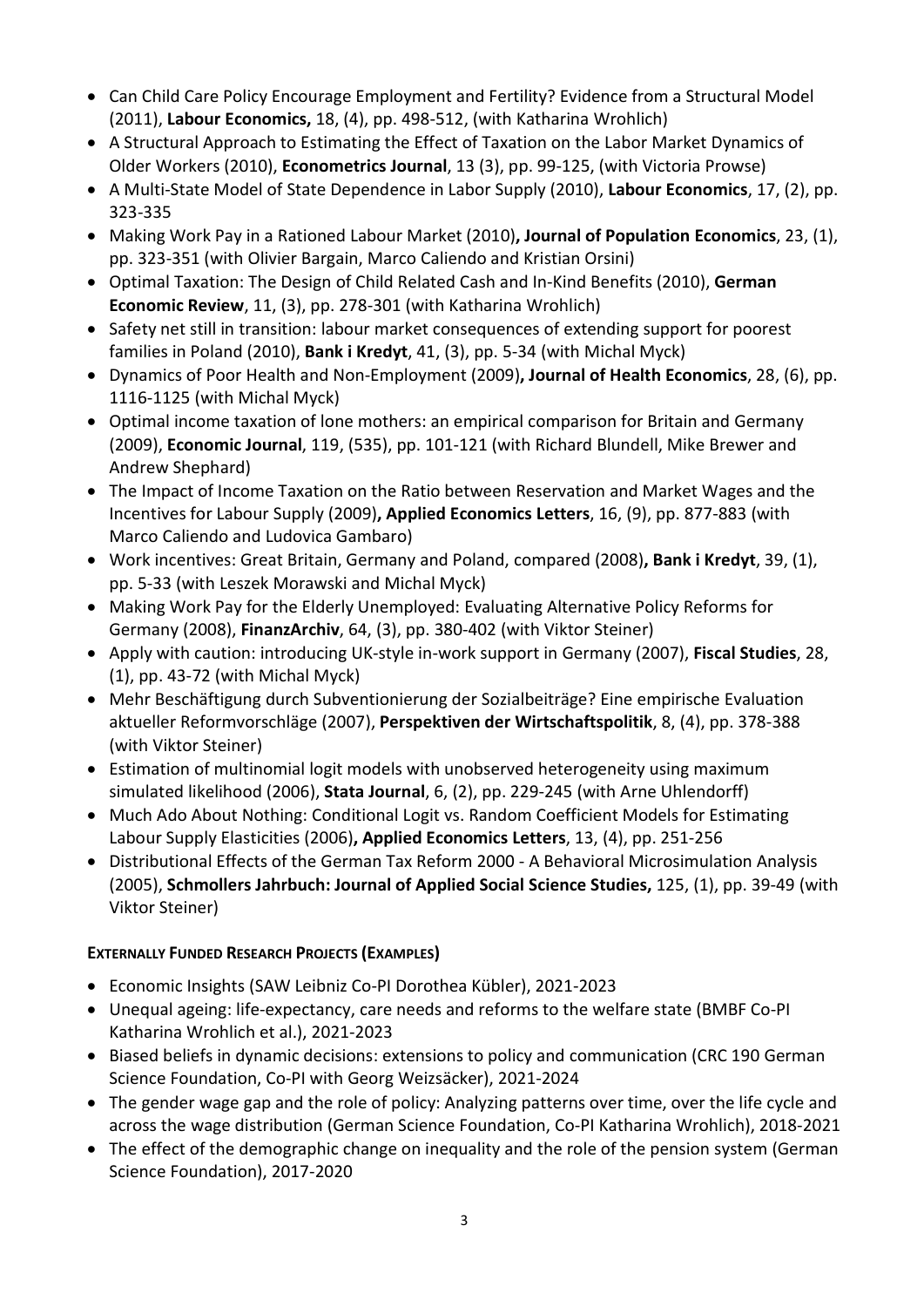- Can Child Care Policy Encourage Employment and Fertility? Evidence from a Structural Model (2011), **Labour Economics,** 18, (4), pp. 498-512, (with Katharina Wrohlich)
- A Structural Approach to Estimating the Effect of Taxation on the Labor Market Dynamics of Older Workers (2010), **Econometrics Journal**, 13 (3), pp. 99-125, (with Victoria Prowse)
- A Multi-State Model of State Dependence in Labor Supply (2010), **Labour Economics**, 17, (2), pp. 323-335
- Making Work Pay in a Rationed Labour Market (2010)**, Journal of Population Economics**, 23, (1), pp. 323-351 (with Olivier Bargain, Marco Caliendo and Kristian Orsini)
- Optimal Taxation: The Design of Child Related Cash and In-Kind Benefits (2010), **German Economic Review**, 11, (3), pp. 278-301 (with Katharina Wrohlich)
- Safety net still in transition: labour market consequences of extending support for poorest families in Poland (2010), **Bank i Kredyt**, 41, (3), pp. 5-34 (with Michal Myck)
- Dynamics of Poor Health and Non-Employment (2009)**, Journal of Health Economics**, 28, (6), pp. 1116-1125 (with Michal Myck)
- Optimal income taxation of lone mothers: an empirical comparison for Britain and Germany (2009), **Economic Journal**, 119, (535), pp. 101-121 (with Richard Blundell, Mike Brewer and Andrew Shephard)
- The Impact of Income Taxation on the Ratio between Reservation and Market Wages and the Incentives for Labour Supply (2009)**, Applied Economics Letters**, 16, (9), pp. 877-883 (with Marco Caliendo and Ludovica Gambaro)
- Work incentives: Great Britain, Germany and Poland, compared (2008)**, Bank i Kredyt**, 39, (1), pp. 5-33 (with Leszek Morawski and Michal Myck)
- Making Work Pay for the Elderly Unemployed: Evaluating Alternative Policy Reforms for Germany (2008), **FinanzArchiv**, 64, (3), pp. 380-402 (with Viktor Steiner)
- Apply with caution: introducing UK-style in-work support in Germany (2007), **Fiscal Studies**, 28, (1), pp. 43-72 (with Michal Myck)
- Mehr Beschäftigung durch Subventionierung der Sozialbeiträge? Eine empirische Evaluation aktueller Reformvorschläge (2007), **Perspektiven der Wirtschaftspolitik**, 8, (4), pp. 378-388 (with Viktor Steiner)
- Estimation of multinomial logit models with unobserved heterogeneity using maximum simulated likelihood (2006), **Stata Journal**, 6, (2), pp. 229-245 (with Arne Uhlendorff)
- Much Ado About Nothing: Conditional Logit vs. Random Coefficient Models for Estimating Labour Supply Elasticities (2006)**, Applied Economics Letters**, 13, (4), pp. 251-256
- Distributional Effects of the German Tax Reform 2000 - A Behavioral Microsimulation Analysis (2005), **Schmollers Jahrbuch: Journal of Applied Social Science Studies,** 125, (1), pp. 39-49 (with Viktor Steiner)

**EXTERNALLY FUNDED RESEARCH PROJECTS (EXAMPLES)**

- Economic Insights (SAW Leibniz Co-PI Dorothea Kübler), 2021-2023
- Unequal ageing: life-expectancy, care needs and reforms to the welfare state (BMBF Co-PI Katharina Wrohlich et al.), 2021-2023
- Biased beliefs in dynamic decisions: extensions to policy and communication (CRC 190 German Science Foundation, Co-PI with Georg Weizsäcker), 2021-2024
- The gender wage gap and the role of policy: Analyzing patterns over time, over the life cycle and across the wage distribution (German Science Foundation, Co-PI Katharina Wrohlich), 2018-2021
- The effect of the demographic change on inequality and the role of the pension system (German Science Foundation), 2017-2020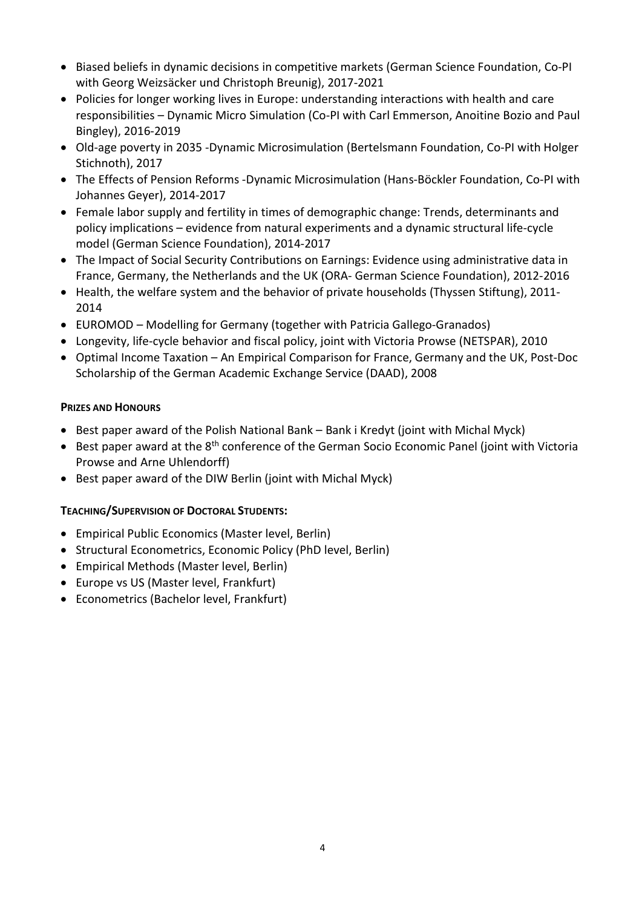- Biased beliefs in dynamic decisions in competitive markets (German Science Foundation, Co-PI with Georg Weizsäcker und Christoph Breunig), 2017-2021
- Policies for longer working lives in Europe: understanding interactions with health and care responsibilities – Dynamic Micro Simulation (Co-PI with Carl Emmerson, Anoitine Bozio and Paul Bingley), 2016-2019
- Old-age poverty in 2035 -Dynamic Microsimulation (Bertelsmann Foundation, Co-PI with Holger Stichnoth), 2017
- The Effects of Pension Reforms -Dynamic Microsimulation (Hans-Böckler Foundation, Co-PI with Johannes Geyer), 2014-2017
- Female labor supply and fertility in times of demographic change: Trends, determinants and policy implications – evidence from natural experiments and a dynamic structural life-cycle model (German Science Foundation), 2014-2017
- The Impact of Social Security Contributions on Earnings: Evidence using administrative data in France, Germany, the Netherlands and the UK (ORA- German Science Foundation), 2012-2016
- Health, the welfare system and the behavior of private households (Thyssen Stiftung), 2011-2014
- EUROMOD – Modelling for Germany (together with Patricia Gallego-Granados)
- Longevity, life-cycle behavior and fiscal policy, joint with Victoria Prowse (NETSPAR), 2010
- Optimal Income Taxation – An Empirical Comparison for France, Germany and the UK, Post-Doc Scholarship of the German Academic Exchange Service (DAAD), 2008

**PRIZES AND HONOURS**

- Best paper award of the Polish National Bank – Bank i Kredyt (joint with Michal Myck)
- Best paper award at the 8th conference of the German Socio Economic Panel (joint with Victoria Prowse and Arne Uhlendorff)
- Best paper award of the DIW Berlin (joint with Michal Myck)

**TEACHING/SUPERVISION OF DOCTORAL STUDENTS:**

- Empirical Public Economics (Master level, Berlin)
- Structural Econometrics, Economic Policy (PhD level, Berlin)
- Empirical Methods (Master level, Berlin)
- Europe vs US (Master level, Frankfurt)
- Econometrics (Bachelor level, Frankfurt)